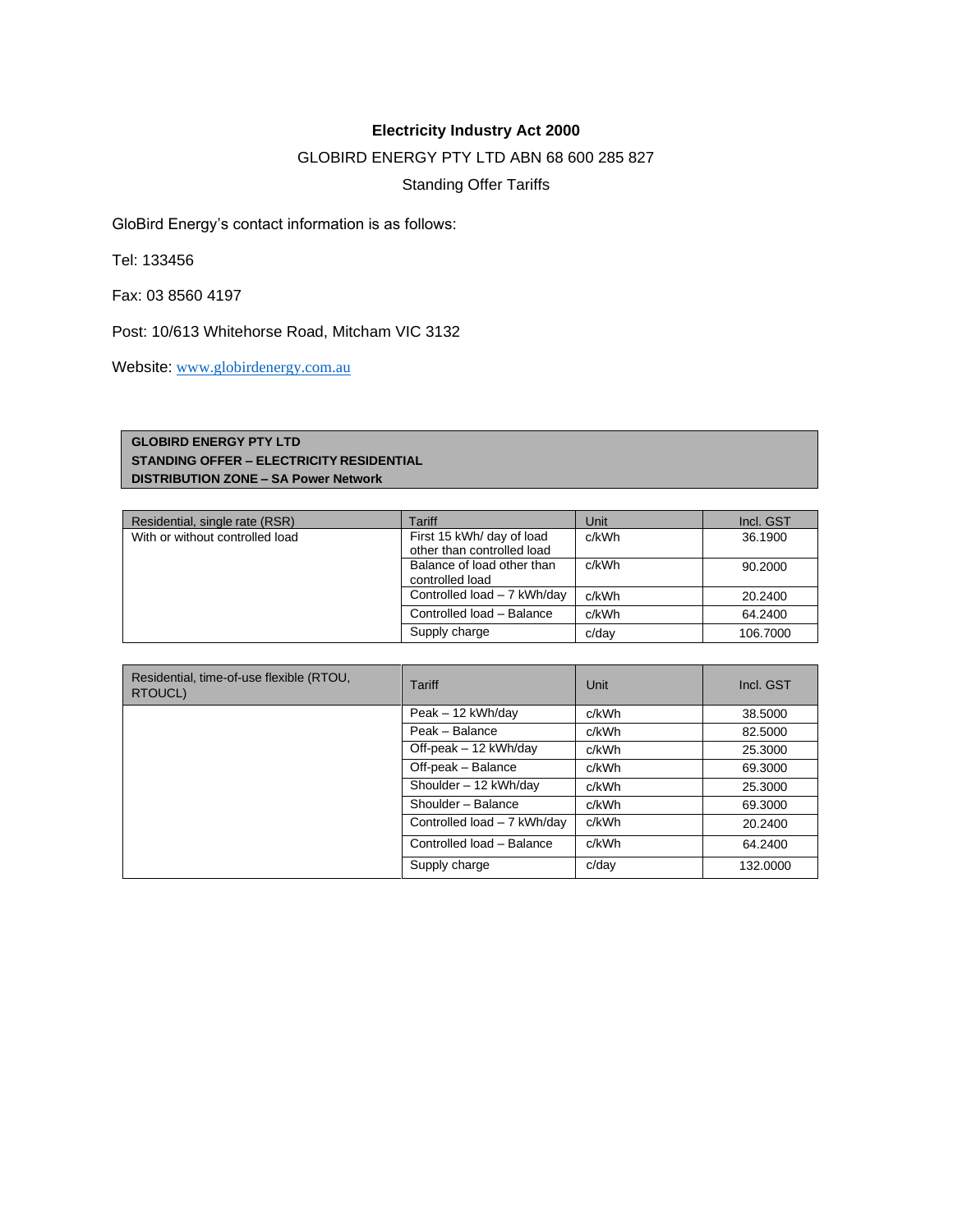**Electricity Industry Act 2000**

GLOBIRD ENERGY PTY LTD ABN 68 600 285 827

Standing Offer Tariffs

GloBird Energy's contact information is as follows:

Tel: 133456

Fax: 03 8560 4197

Post: 10/613 Whitehorse Road, Mitcham VIC 3132

Website: [www.globirdenergy.com.au](http://www.globirdenergy.com.au)

**GLOBIRD ENERGY PTY LTD**
**STANDING OFFER – ELECTRICITY RESIDENTIAL**
**DISTRIBUTION ZONE – SA Power Network**

| Residential, single rate (RSR) | Tariff | Unit | Incl. GST |
|---|---|---|---|
| With or without controlled load | First 15 kWh/ day of load other than controlled load | c/kWh | 36.1900 |
| | Balance of load other than controlled load | c/kWh | 90.2000 |
| | Controlled load – 7 kWh/day | c/kWh | 20.2400 |
| | Controlled load – Balance | c/kWh | 64.2400 |
| | Supply charge | c/day | 106.7000 |

| Residential, time-of-use flexible (RTOU, RTOUCL) | Tariff | Unit | Incl. GST |
|---|---|---|---|
| | Peak – 12 kWh/day | c/kWh | 38.5000 |
| | Peak – Balance | c/kWh | 82.5000 |
| | Off-peak – 12 kWh/day | c/kWh | 25.3000 |
| | Off-peak – Balance | c/kWh | 69.3000 |
| | Shoulder – 12 kWh/day | c/kWh | 25.3000 |
| | Shoulder – Balance | c/kWh | 69.3000 |
| | Controlled load – 7 kWh/day | c/kWh | 20.2400 |
| | Controlled load – Balance | c/kWh | 64.2400 |
| | Supply charge | c/day | 132.0000 |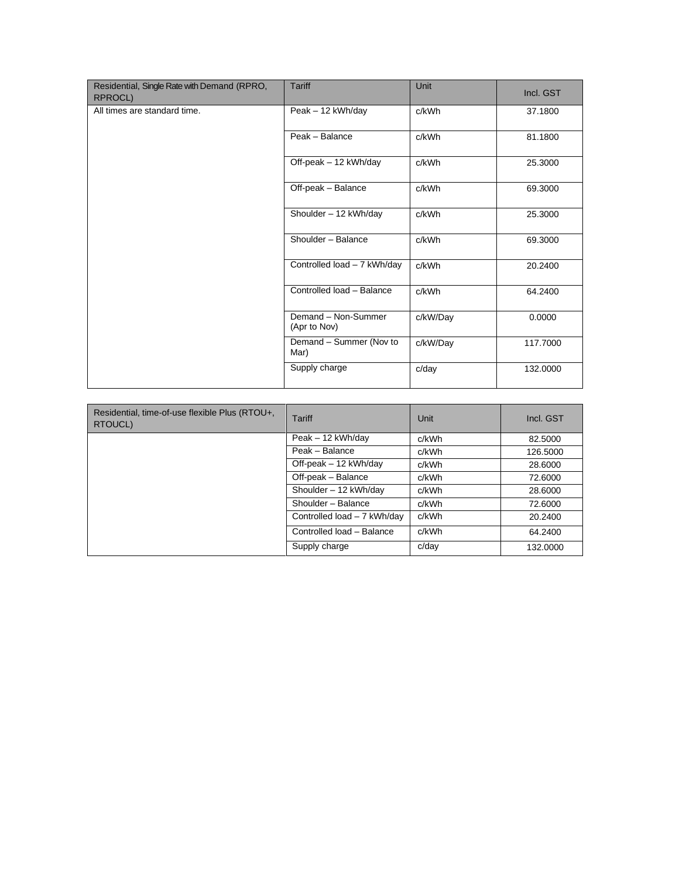| Residential, Single Rate with Demand (RPRO, RPROCL) | Tariff | Unit | Incl. GST |
|---|---|---|---|
| All times are standard time. | Peak – 12 kWh/day | c/kWh | 37.1800 |
| | Peak – Balance | c/kWh | 81.1800 |
| | Off-peak – 12 kWh/day | c/kWh | 25.3000 |
| | Off-peak – Balance | c/kWh | 69.3000 |
| | Shoulder – 12 kWh/day | c/kWh | 25.3000 |
| | Shoulder – Balance | c/kWh | 69.3000 |
| | Controlled load – 7 kWh/day | c/kWh | 20.2400 |
| | Controlled load – Balance | c/kWh | 64.2400 |
| | Demand – Non-Summer (Apr to Nov) | c/kW/Day | 0.0000 |
| | Demand – Summer (Nov to Mar) | c/kW/Day | 117.7000 |
| | Supply charge | c/day | 132.0000 |

| Residential, time-of-use flexible Plus (RTOU+, RTOUCL) | Tariff | Unit | Incl. GST |
|---|---|---|---|
| | Peak – 12 kWh/day | c/kWh | 82.5000 |
| | Peak – Balance | c/kWh | 126.5000 |
| | Off-peak – 12 kWh/day | c/kWh | 28.6000 |
| | Off-peak – Balance | c/kWh | 72.6000 |
| | Shoulder – 12 kWh/day | c/kWh | 28.6000 |
| | Shoulder – Balance | c/kWh | 72.6000 |
| | Controlled load – 7 kWh/day | c/kWh | 20.2400 |
| | Controlled load – Balance | c/kWh | 64.2400 |
| | Supply charge | c/day | 132.0000 |